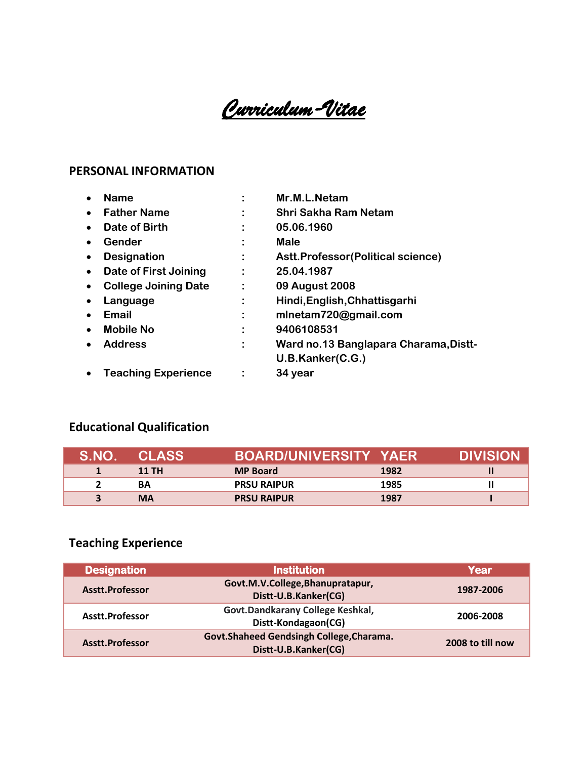# *Curriculum-Vitae*

## PERSONAL INFORMATION

- **Name** : **Mr.M.L.Netam**
- **Father Name** : **Shri Sakha Ram Netam**
- **Date of Birth** : **05.06.1960**
- **Gender** : **Male**
- **Designation** : **Astt.Professor(Political science)**
- **Date of First Joining** : **25.04.1987**
- **College Joining Date** : **09 August 2008**
- **Language** : **Hindi,English,Chhattisgarhi**
- **Email** : **mlnetam720@gmail.com**
- **Mobile No** : **9406108531**
- **Address** : **Ward no.13 Banglapara Charama,Distt-U.B.Kanker(C.G.)**
- **Teaching Experience** : **34 year**

## Educational Qualification

| S.NO. | CLASS | BOARD/UNIVERSITY | YAER | DIVISION |
|---|---|---|---|---|
| 1 | 11 TH | MP Board | 1982 | II |
| 2 | BA | PRSU RAIPUR | 1985 | II |
| 3 | MA | PRSU RAIPUR | 1987 | I |

## Teaching Experience

| Designation | Institution | Year |
|---|---|---|
| Asstt.Professor | Govt.M.V.College,Bhanupratapur, Distt-U.B.Kanker(CG) | 1987-2006 |
| Asstt.Professor | Govt.Dandkarany College Keshkal, Distt-Kondagaon(CG) | 2006-2008 |
| Asstt.Professor | Govt.Shaheed Gendsingh College,Charama. Distt-U.B.Kanker(CG) | 2008 to till now |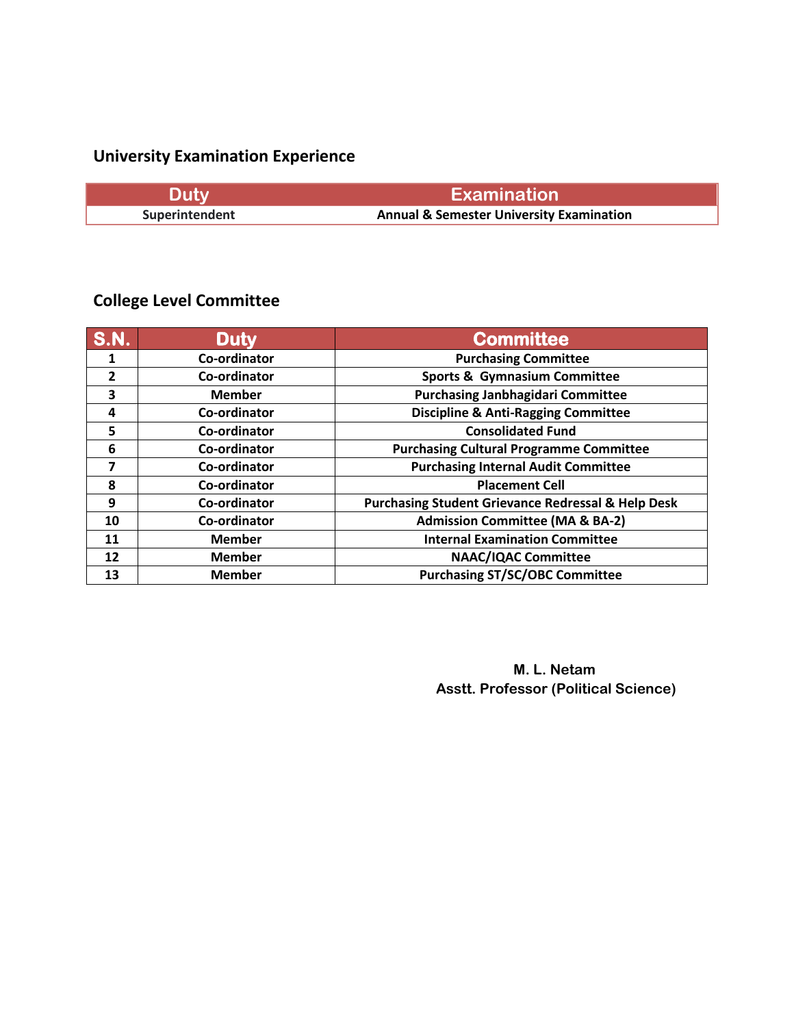## University Examination Experience

| Duty | Examination |
|---|---|
| Superintendent | Annual & Semester University Examination |

## College Level Committee

| S.N. | Duty | Committee |
|---|---|---|
| 1 | Co-ordinator | Purchasing Committee |
| 2 | Co-ordinator | Sports & Gymnasium Committee |
| 3 | Member | Purchasing Janbhagidari Committee |
| 4 | Co-ordinator | Discipline & Anti-Ragging Committee |
| 5 | Co-ordinator | Consolidated Fund |
| 6 | Co-ordinator | Purchasing Cultural Programme Committee |
| 7 | Co-ordinator | Purchasing Internal Audit Committee |
| 8 | Co-ordinator | Placement Cell |
| 9 | Co-ordinator | Purchasing Student Grievance Redressal & Help Desk |
| 10 | Co-ordinator | Admission Committee (MA & BA-2) |
| 11 | Member | Internal Examination Committee |
| 12 | Member | NAAC/IQAC Committee |
| 13 | Member | Purchasing ST/SC/OBC Committee |

**M. L. Netam**
**Asstt. Professor (Political Science)**